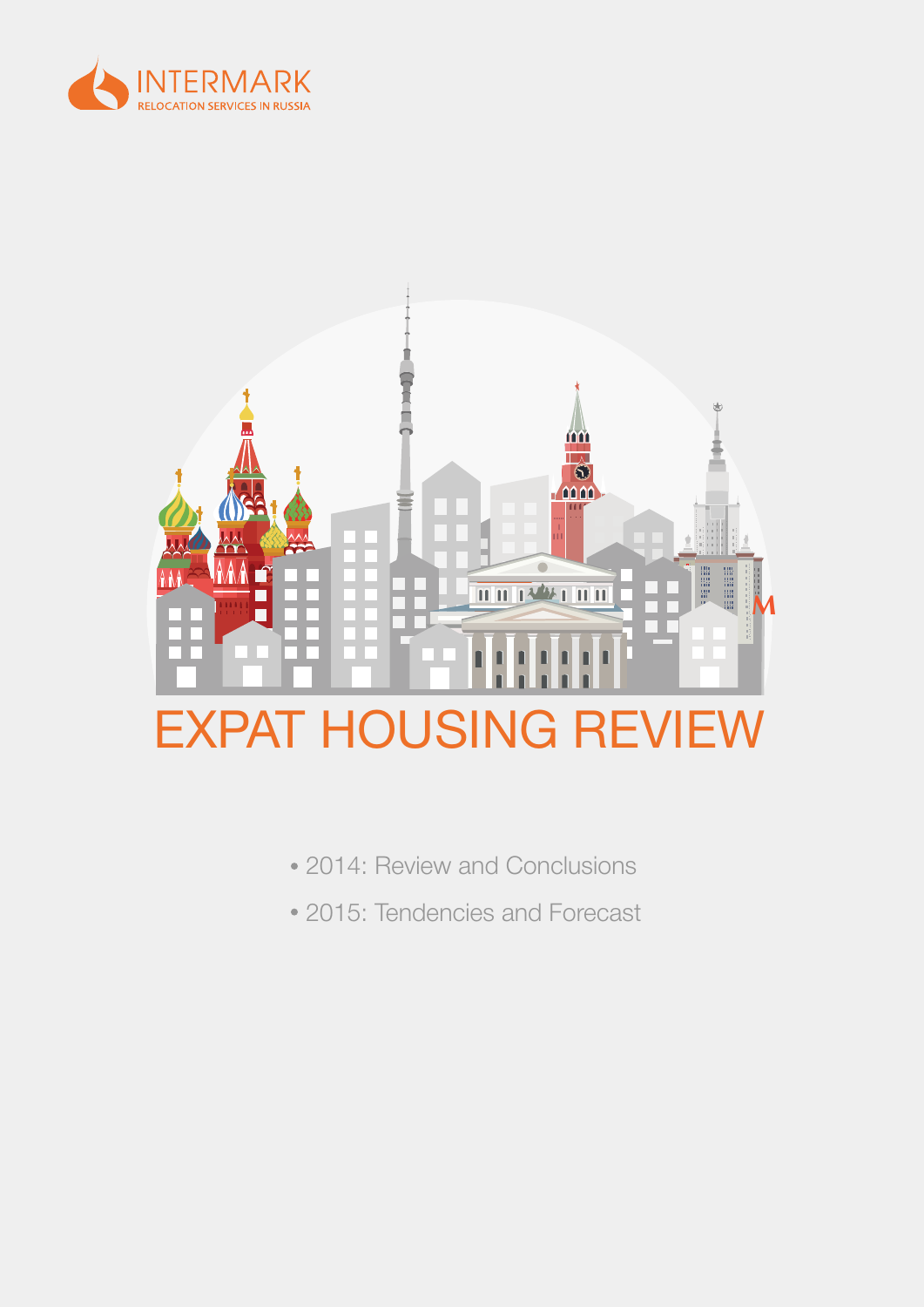INTERMARK

RELOCATION SERVICES IN RUSSIA

# EXPAT HOUSING REVIEW

- 2014: Review and Conclusions
- 2015: Tendencies and Forecast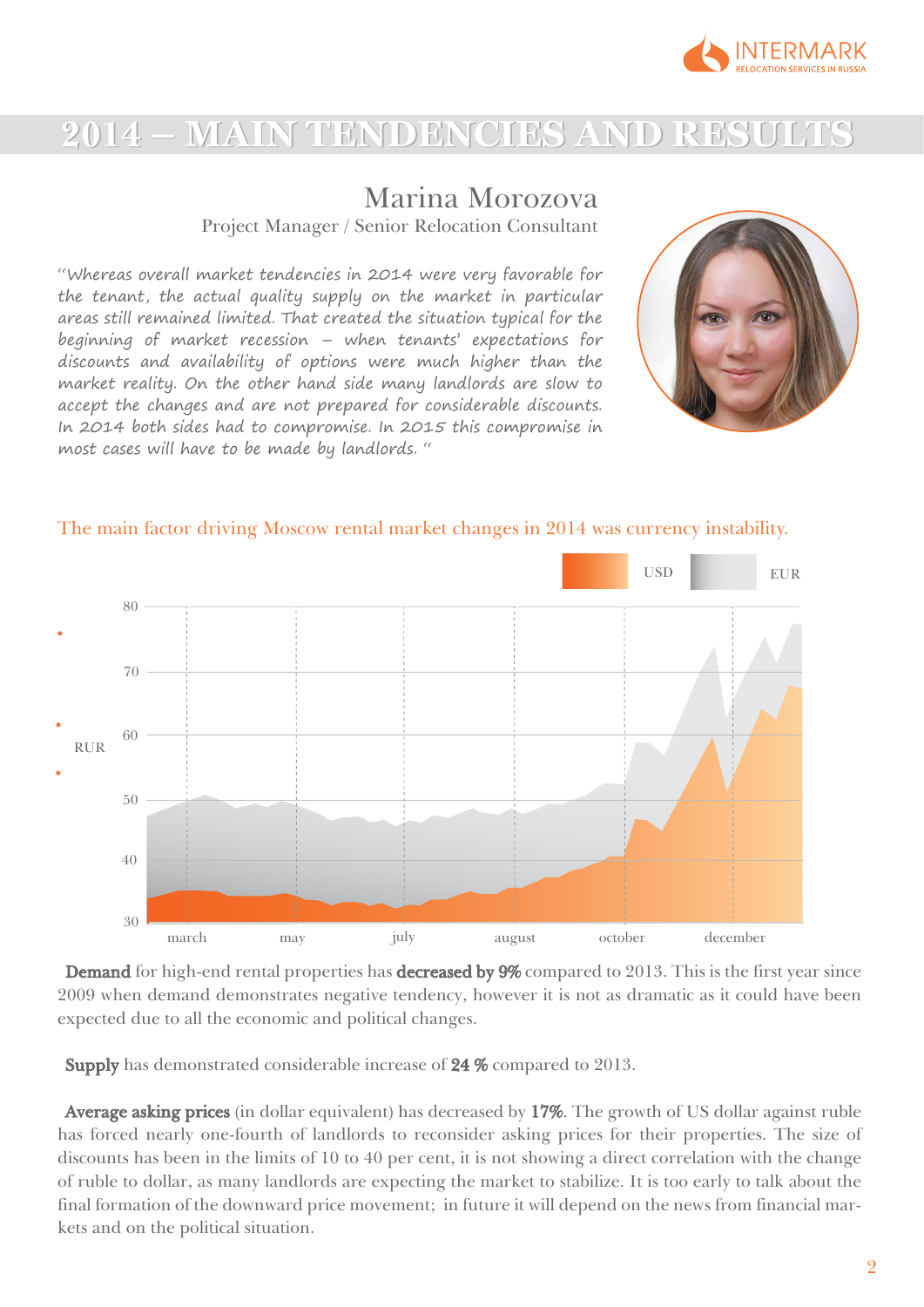# 2014 – MAIN TENDENCIES AND RESULTS

## Marina Morozova

Project Manager / Senior Relocation Consultant

*"Whereas overall market tendencies in 2014 were very favorable for the tenant, the actual quality supply on the market in particular areas still remained limited. That created the situation typical for the beginning of market recession – when tenants' expectations for discounts and availability of options were much higher than the market reality. On the other hand side many landlords are slow to accept the changes and are not prepared for considerable discounts. In 2014 both sides had to compromise. In 2015 this compromise in most cases will have to be made by landlords. "*

The main factor driving Moscow rental market changes in 2014 was currency instability.

**Demand** for high-end rental properties has **decreased by 9%** compared to 2013. This is the first year since 2009 when demand demonstrates negative tendency, however it is not as dramatic as it could have been expected due to all the economic and political changes.

**Supply** has demonstrated considerable increase of **24 %** compared to 2013.

**Average asking prices** (in dollar equivalent) has decreased by **17%**. The growth of US dollar against ruble has forced nearly one-fourth of landlords to reconsider asking prices for their properties. The size of discounts has been in the limits of 10 to 40 per cent, it is not showing a direct correlation with the change of ruble to dollar, as many landlords are expecting the market to stabilize. It is too early to talk about the final formation of the downward price movement; in future it will depend on the news from financial markets and on the political situation.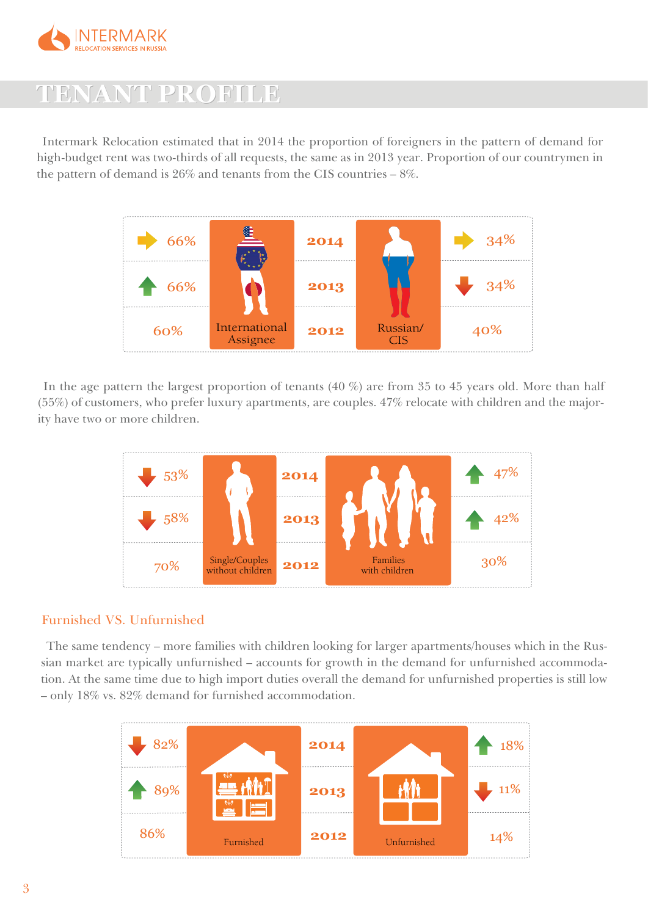# TENANT PROFILE

Intermark Relocation estimated that in 2014 the proportion of foreigners in the pattern of demand for high-budget rent was two-thirds of all requests, the same as in 2013 year. Proportion of our countrymen in the pattern of demand is 26% and tenants from the CIS countries – 8%.

| International Assignee | Year | Russian/CIS |
|---|---|---|
| 66% | 2014 | 34% |
| 66% | 2013 | 34% |
| 60% | 2012 | 40% |

In the age pattern the largest proportion of tenants (40 %) are from 35 to 45 years old. More than half (55%) of customers, who prefer luxury apartments, are couples. 47% relocate with children and the majority have two or more children.

| Single/Couples without children | Year | Families with children |
|---|---|---|
| 53% | 2014 | 47% |
| 58% | 2013 | 42% |
| 70% | 2012 | 30% |

## Furnished VS. Unfurnished

The same tendency – more families with children looking for larger apartments/houses which in the Russian market are typically unfurnished – accounts for growth in the demand for unfurnished accommodation. At the same time due to high import duties overall the demand for unfurnished properties is still low – only 18% vs. 82% demand for furnished accommodation.

| Furnished | Year | Unfurnished |
|---|---|---|
| 82% | 2014 | 18% |
| 89% | 2013 | 11% |
| 86% | 2012 | 14% |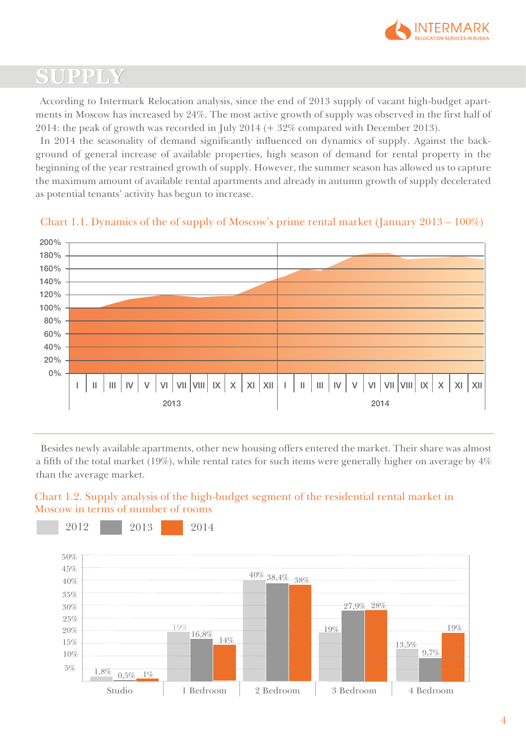# SUPPLY

According to Intermark Relocation analysis, since the end of 2013 supply of vacant high-budget apartments in Moscow has increased by 24%. The most active growth of supply was observed in the first half of 2014: the peak of growth was recorded in July 2014 (+ 32% compared with December 2013).

In 2014 the seasonality of demand significantly influenced on dynamics of supply. Against the background of general increase of available properties, high season of demand for rental property in the beginning of the year restrained growth of supply. However, the summer season has allowed us to capture the maximum amount of available rental apartments and already in autumn growth of supply decelerated as potential tenants' activity has begun to increase.

Chart 1.1. Dynamics of the of supply of Moscow's prime rental market (January 2013 – 100%)

Besides newly available apartments, other new housing offers entered the market. Their share was almost a fifth of the total market (19%), while rental rates for such items were generally higher on average by 4% than the average market.

Chart 1.2. Supply analysis of the high-budget segment of the residential rental market in Moscow in terms of number of rooms

| | 2012 | 2013 | 2014 |
|---|---|---|---|
| Studio | 1,8% | 0,5% | 1% |
| 1 Bedroom | 19% | 16,8% | 14% |
| 2 Bedroom | 40% | 38,4% | 38% |
| 3 Bedroom | 19% | 27,9% | 28% |
| 4 Bedroom | 13,5% | 9,7% | 19% |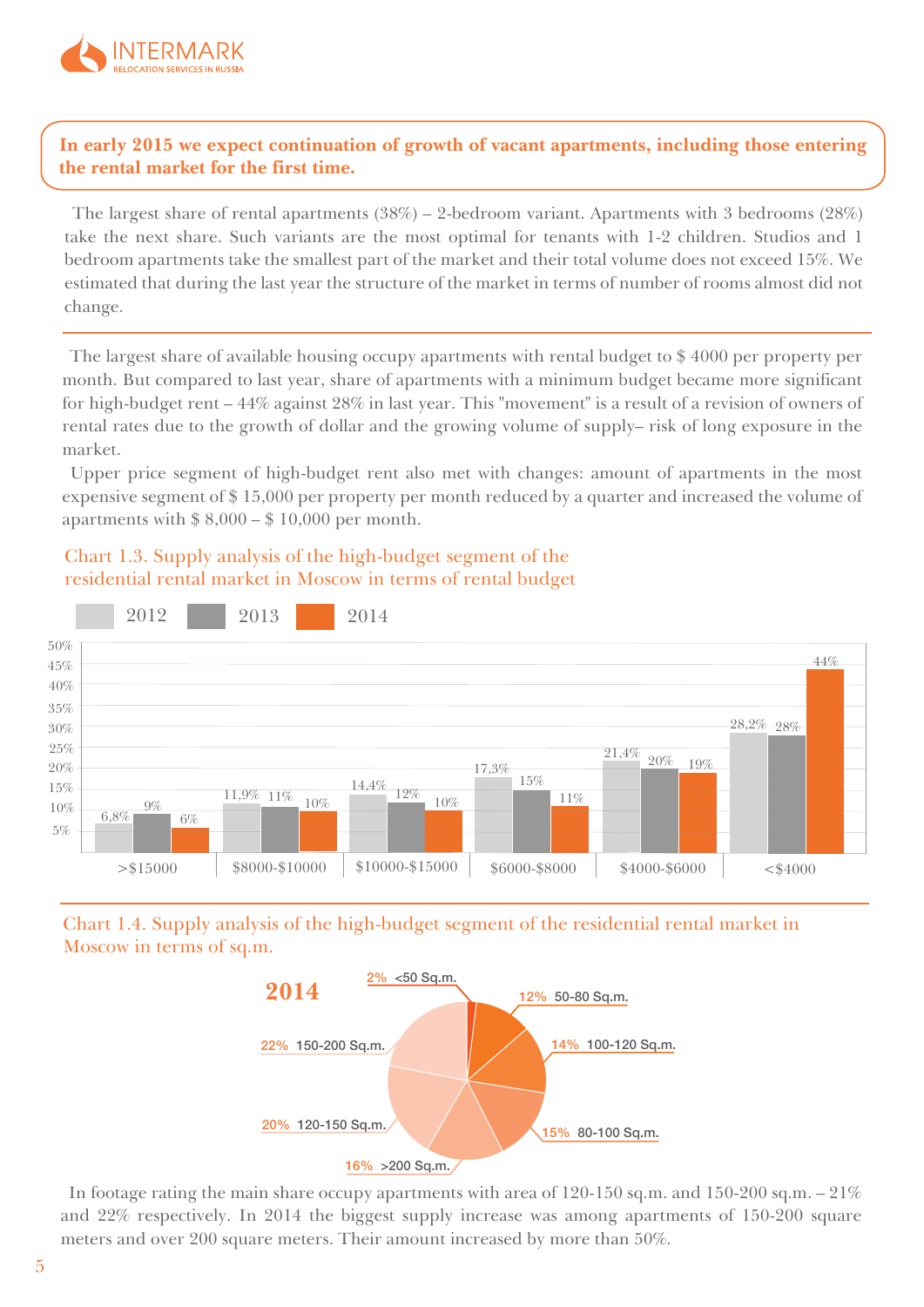**In early 2015 we expect continuation of growth of vacant apartments, including those entering the rental market for the first time.**

The largest share of rental apartments (38%) – 2-bedroom variant. Apartments with 3 bedrooms (28%) take the next share. Such variants are the most optimal for tenants with 1-2 children. Studios and 1 bedroom apartments take the smallest part of the market and their total volume does not exceed 15%. We estimated that during the last year the structure of the market in terms of number of rooms almost did not change.

---

The largest share of available housing occupy apartments with rental budget to $ 4000 per property per month. But compared to last year, share of apartments with a minimum budget became more significant for high-budget rent – 44% against 28% in last year. This "movement" is a result of a revision of owners of rental rates due to the growth of dollar and the growing volume of supply– risk of long exposure in the market.

Upper price segment of high-budget rent also met with changes: amount of apartments in the most expensive segment of $ 15,000 per property per month reduced by a quarter and increased the volume of apartments with $ 8,000 – $ 10,000 per month.

Chart 1.3. Supply analysis of the high-budget segment of the residential rental market in Moscow in terms of rental budget

| | 2012 | 2013 | 2014 |
|---|---|---|---|
| >$15000 | 6,8% | 9% | 6% |
| $8000-$10000 | 11,9% | 11% | 10% |
| $10000-$15000 | 14,4% | 12% | 10% |
| $6000-$8000 | 17,3% | 15% | 11% |
| $4000-$6000 | 21,4% | 20% | 19% |
| <$4000 | 28,2% | 28% | 44% |

---

Chart 1.4. Supply analysis of the high-budget segment of the residential rental market in Moscow in terms of sq.m.

**2014**

| Area | Share |
|---|---|
| <50 Sq.m. | 2% |
| 50-80 Sq.m. | 12% |
| 80-100 Sq.m. | 15% |
| 100-120 Sq.m. | 14% |
| 120-150 Sq.m. | 20% |
| 150-200 Sq.m. | 22% |
| >200 Sq.m. | 16% |

In footage rating the main share occupy apartments with area of 120-150 sq.m. and 150-200 sq.m. – 21% and 22% respectively. In 2014 the biggest supply increase was among apartments of 150-200 square meters and over 200 square meters. Their amount increased by more than 50%.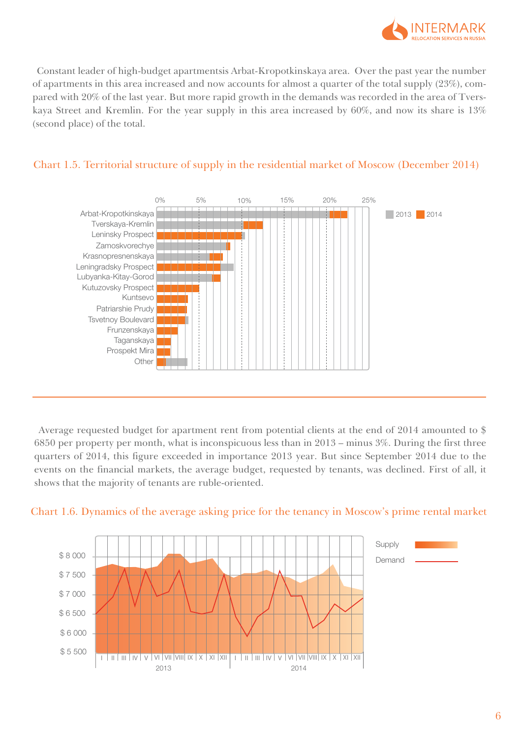Constant leader of high-budget apartmentsis Arbat-Kropotkinskaya area. Over the past year the number of apartments in this area increased and now accounts for almost a quarter of the total supply (23%), compared with 20% of the last year. But more rapid growth in the demands was recorded in the area of Tverskaya Street and Kremlin. For the year supply in this area increased by 60%, and now its share is 13% (second place) of the total.

Chart 1.5. Territorial structure of supply in the residential market of Moscow (December 2014)

Chart 1.6. Dynamics of the average asking price for the tenancy in Moscow's prime rental market

Average requested budget for apartment rent from potential clients at the end of 2014 amounted to $ 6850 per property per month, what is inconspicuous less than in 2013 – minus 3%. During the first three quarters of 2014, this figure exceeded in importance 2013 year. But since September 2014 due to the events on the financial markets, the average budget, requested by tenants, was declined. First of all, it shows that the majority of tenants are ruble-oriented.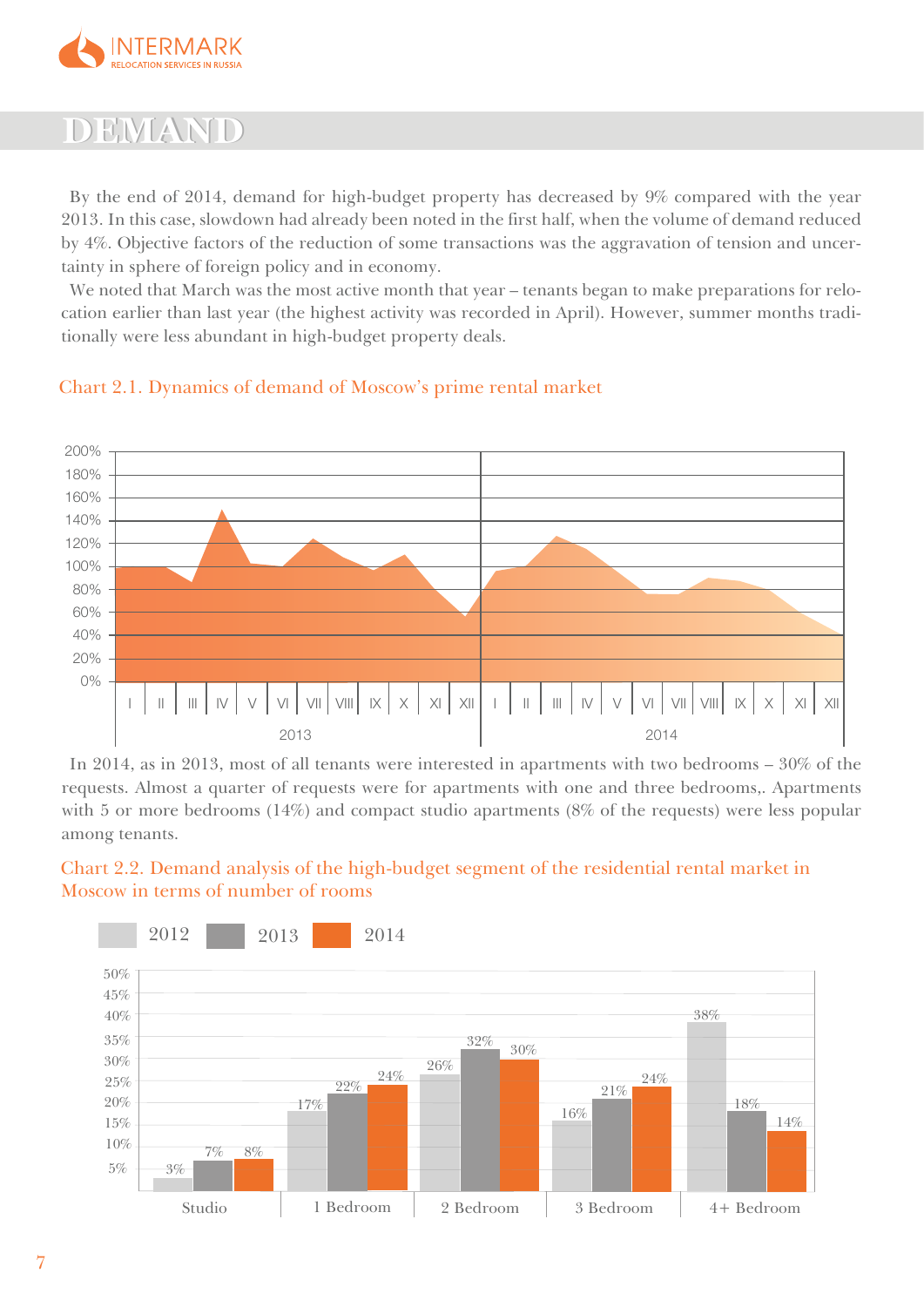# DEMAND

By the end of 2014, demand for high-budget property has decreased by 9% compared with the year 2013. In this case, slowdown had already been noted in the first half, when the volume of demand reduced by 4%. Objective factors of the reduction of some transactions was the aggravation of tension and uncertainty in sphere of foreign policy and in economy.

We noted that March was the most active month that year – tenants began to make preparations for relocation earlier than last year (the highest activity was recorded in April). However, summer months traditionally were less abundant in high-budget property deals.

Chart 2.1. Dynamics of demand of Moscow's prime rental market

In 2014, as in 2013, most of all tenants were interested in apartments with two bedrooms – 30% of the requests. Almost a quarter of requests were for apartments with one and three bedrooms,. Apartments with 5 or more bedrooms (14%) and compact studio apartments (8% of the requests) were less popular among tenants.

Chart 2.2. Demand analysis of the high-budget segment of the residential rental market in Moscow in terms of number of rooms

| | 2012 | 2013 | 2014 |
|---|---|---|---|
| Studio | 3% | 7% | 8% |
| 1 Bedroom | 17% | 22% | 24% |
| 2 Bedroom | 26% | 32% | 30% |
| 3 Bedroom | 16% | 21% | 24% |
| 4+ Bedroom | 38% | 18% | 14% |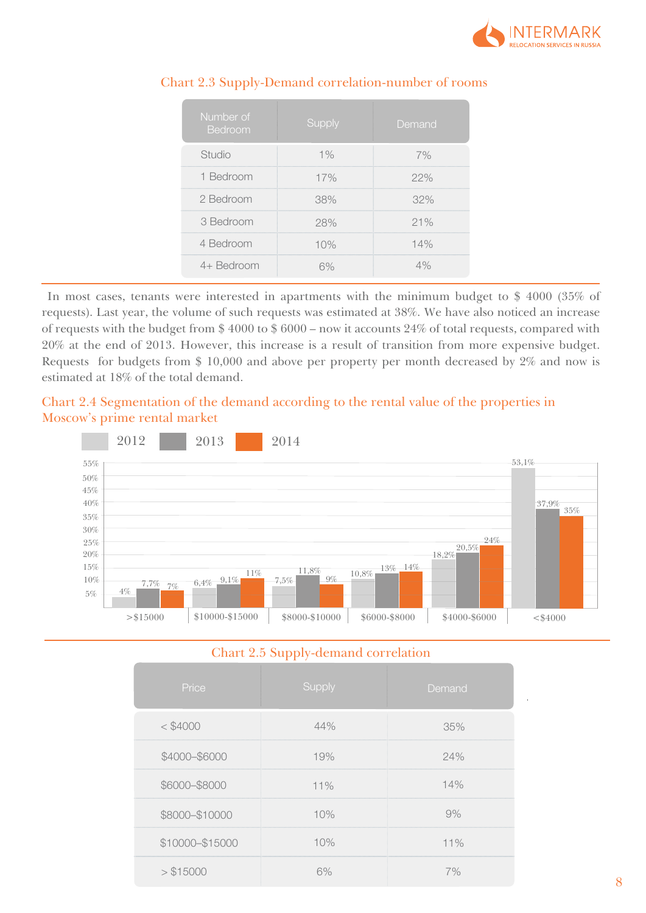### Chart 2.3 Supply-Demand correlation-number of rooms

| Number of Bedroom | Supply | Demand |
|---|---|---|
| Studio | 1% | 7% |
| 1 Bedroom | 17% | 22% |
| 2 Bedroom | 38% | 32% |
| 3 Bedroom | 28% | 21% |
| 4 Bedroom | 10% | 14% |
| 4+ Bedroom | 6% | 4% |

In most cases, tenants were interested in apartments with the minimum budget to $ 4000 (35% of requests). Last year, the volume of such requests was estimated at 38%. We have also noticed an increase of requests with the budget from $ 4000 to $ 6000 – now it accounts 24% of total requests, compared with 20% at the end of 2013. However, this increase is a result of transition from more expensive budget. Requests for budgets from $ 10,000 and above per property per month decreased by 2% and now is estimated at 18% of the total demand.

### Chart 2.4 Segmentation of the demand according to the rental value of the properties in Moscow's prime rental market

| | 2012 | 2013 | 2014 |
|---|---|---|---|
| >$15000 | 4% | 7,7% | 7% |
| $10000-$15000 | 6,4% | 9,1% | 11% |
| $8000-$10000 | 7,5% | 11,8% | 9% |
| $6000-$8000 | 10,8% | 13% | 14% |
| $4000-$6000 | 18,2% | 20,5% | 24% |
| <$4000 | 53,1% | 37,9% | 35% |

### Chart 2.5 Supply-demand correlation

| Price | Supply | Demand |
|---|---|---|
| < $4000 | 44% | 35% |
| $4000–$6000 | 19% | 24% |
| $6000–$8000 | 11% | 14% |
| $8000–$10000 | 10% | 9% |
| $10000–$15000 | 10% | 11% |
| > $15000 | 6% | 7% |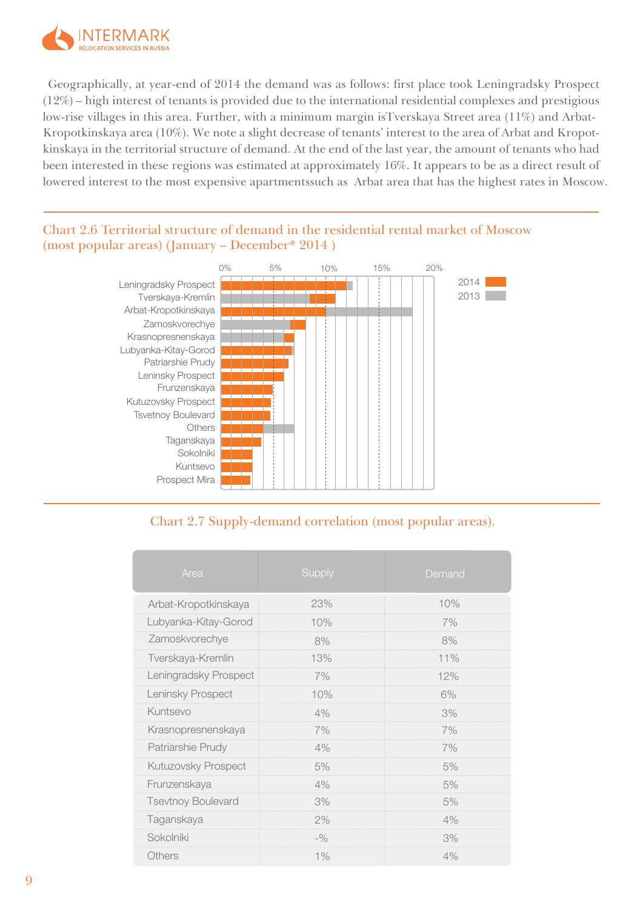Geographically, at year-end of 2014 the demand was as follows: first place took Leningradsky Prospect (12%) – high interest of tenants is provided due to the international residential complexes and prestigious low-rise villages in this area. Further, with a minimum margin isTverskaya Street area (11%) and Arbat-Kropotkinskaya area (10%). We note a slight decrease of tenants' interest to the area of Arbat and Kropotkinskaya in the territorial structure of demand. At the end of the last year, the amount of tenants who had been interested in these regions was estimated at approximately 16%. It appears to be as a direct result of lowered interest to the most expensive apartmentssuch as Arbat area that has the highest rates in Moscow.

## Chart 2.6 Territorial structure of demand in the residential rental market of Moscow (most popular areas) (January – December* 2014 )

Leningradsky Prospect, Tverskaya-Kremlin, Arbat-Kropotkinskaya, Zamoskvorechye, Krasnopresnenskaya, Lubyanka-Kitay-Gorod, Patriarshie Prudy, Leninsky Prospect, Frunzenskaya, Kutuzovsky Prospect, Tsvetnoy Boulevard, Others, Taganskaya, Sokolniki, Kuntsevo, Prospect Mira

0% 5% 10% 15% 20%

2014 2013

## Chart 2.7 Supply-demand correlation (most popular areas).

| Area | Supply | Demand |
|---|---|---|
| Arbat-Kropotkinskaya | 23% | 10% |
| Lubyanka-Kitay-Gorod | 10% | 7% |
| Zamoskvorechye | 8% | 8% |
| Tverskaya-Kremlin | 13% | 11% |
| Leningradsky Prospect | 7% | 12% |
| Leninsky Prospect | 10% | 6% |
| Kuntsevo | 4% | 3% |
| Krasnopresnenskaya | 7% | 7% |
| Patriarshie Prudy | 4% | 7% |
| Kutuzovsky Prospect | 5% | 5% |
| Frunzenskaya | 4% | 5% |
| Tsevtnoy Boulevard | 3% | 5% |
| Taganskaya | 2% | 4% |
| Sokolniki | -% | 3% |
| Others | 1% | 4% |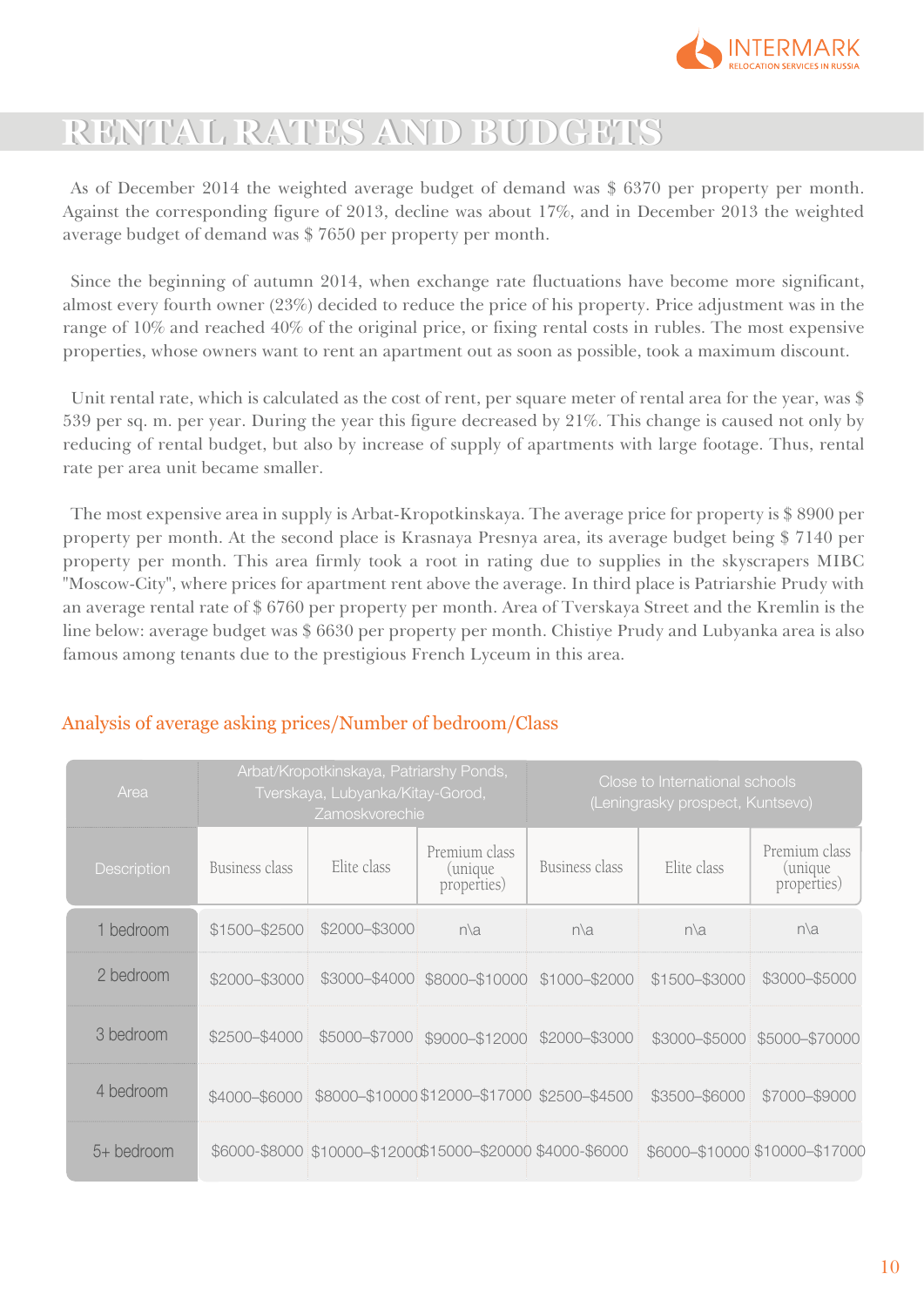# RENTAL RATES AND BUDGETS

As of December 2014 the weighted average budget of demand was $ 6370 per property per month. Against the corresponding figure of 2013, decline was about 17%, and in December 2013 the weighted average budget of demand was $ 7650 per property per month.

Since the beginning of autumn 2014, when exchange rate fluctuations have become more significant, almost every fourth owner (23%) decided to reduce the price of his property. Price adjustment was in the range of 10% and reached 40% of the original price, or fixing rental costs in rubles. The most expensive properties, whose owners want to rent an apartment out as soon as possible, took a maximum discount.

Unit rental rate, which is calculated as the cost of rent, per square meter of rental area for the year, was $ 539 per sq. m. per year. During the year this figure decreased by 21%. This change is caused not only by reducing of rental budget, but also by increase of supply of apartments with large footage. Thus, rental rate per area unit became smaller.

The most expensive area in supply is Arbat-Kropotkinskaya. The average price for property is $ 8900 per property per month. At the second place is Krasnaya Presnya area, its average budget being $ 7140 per property per month. This area firmly took a root in rating due to supplies in the skyscrapers MIBC "Moscow-City", where prices for apartment rent above the average. In third place is Patriarshie Prudy with an average rental rate of $ 6760 per property per month. Area of Tverskaya Street and the Kremlin is the line below: average budget was $ 6630 per property per month. Chistiye Prudy and Lubyanka area is also famous among tenants due to the prestigious French Lyceum in this area.

## Analysis of average asking prices/Number of bedroom/Class

| Area | Arbat/Kropotkinskaya, Patriarshy Ponds, Tverskaya, Lubyanka/Kitay-Gorod, Zamoskvorechie | | | Close to International schools (Leningrasky prospect, Kuntsevo) | | |
|---|---|---|---|---|---|---|
| Description | Business class | Elite class | Premium class (unique properties) | Business class | Elite class | Premium class (unique properties) |
| 1 bedroom | $1500–$2500 | $2000–$3000 | n\a | n\a | n\a | n\a |
| 2 bedroom | $2000–$3000 | $3000–$4000 | $8000–$10000 | $1000–$2000 | $1500–$3000 | $3000–$5000 |
| 3 bedroom | $2500–$4000 | $5000–$7000 | $9000–$12000 | $2000–$3000 | $3000–$5000 | $5000–$70000 |
| 4 bedroom | $4000–$6000 | $8000–$10000 | $12000–$17000 | $2500–$4500 | $3500–$6000 | $7000–$9000 |
| 5+ bedroom | $6000-$8000 | $10000–$12000 | $15000–$20000 | $4000-$6000 | $6000–$10000 | $10000–$17000 |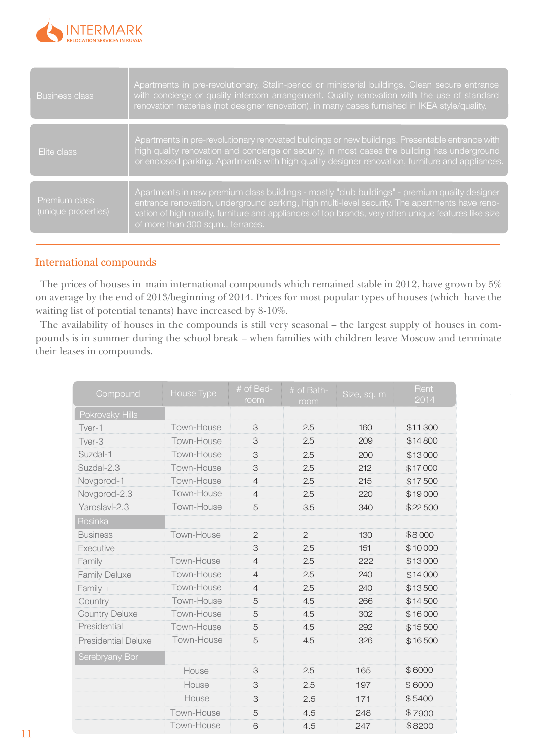| | |
|---|---|
| Business class | Apartments in pre-revolutionary, Stalin-period or ministerial buildings. Clean secure entrance with concierge or quality intercom arrangement. Quality renovation with the use of standard renovation materials (not designer renovation), in many cases furnished in IKEA style/quality. |
| Elite class | Apartments in pre-revolutionary renovated bulidings or new buildings. Presentable entrance with high quality renovation and concierge or security, in most cases the building has underground or enclosed parking. Apartments with high quality designer renovation, furniture and appliances. |
| Premium class (unique properties) | Apartments in new premium class buildings - mostly "club buildings" - premium quality designer entrance renovation, underground parking, high multi-level security. The apartments have renovation of high quality, furniture and appliances of top brands, very often unique features like size of more than 300 sq.m., terraces. |

## International compounds

The prices of houses in main international compounds which remained stable in 2012, have grown by 5% on average by the end of 2013/beginning of 2014. Prices for most popular types of houses (which have the waiting list of potential tenants) have increased by 8-10%.

The availability of houses in the compounds is still very seasonal – the largest supply of houses in compounds is in summer during the school break – when families with children leave Moscow and terminate their leases in compounds.

| Compound | House Type | # of Bed-room | # of Bath-room | Size, sq. m | Rent 2014 |
|---|---|---|---|---|---|
| Pokrovsky Hills | | | | | |
| Tver-1 | Town-House | 3 | 2.5 | 160 | $11 300 |
| Tver-3 | Town-House | 3 | 2.5 | 209 | $14 800 |
| Suzdal-1 | Town-House | 3 | 2.5 | 200 | $13 000 |
| Suzdal-2.3 | Town-House | 3 | 2.5 | 212 | $17 000 |
| Novgorod-1 | Town-House | 4 | 2.5 | 215 | $17 500 |
| Novgorod-2.3 | Town-House | 4 | 2.5 | 220 | $19 000 |
| Yaroslavl-2.3 | Town-House | 5 | 3.5 | 340 | $22 500 |
| Rosinka | | | | | |
| Business | Town-House | 2 | 2 | 130 | $8 000 |
| Executive | | 3 | 2.5 | 151 | $10 000 |
| Family | Town-House | 4 | 2.5 | 222 | $13 000 |
| Family Deluxe | Town-House | 4 | 2.5 | 240 | $14 000 |
| Family + | Town-House | 4 | 2.5 | 240 | $13 500 |
| Country | Town-House | 5 | 4.5 | 266 | $14 500 |
| Country Deluxe | Town-House | 5 | 4.5 | 302 | $16 000 |
| Presidential | Town-House | 5 | 4.5 | 292 | $15 500 |
| Presidential Deluxe | Town-House | 5 | 4.5 | 326 | $16 500 |
| Serebryany Bor | | | | | |
| | House | 3 | 2.5 | 165 | $6000 |
| | House | 3 | 2.5 | 197 | $6000 |
| | House | 3 | 2.5 | 171 | $5400 |
| | Town-House | 5 | 4.5 | 248 | $7900 |
| | Town-House | 6 | 4.5 | 247 | $8200 |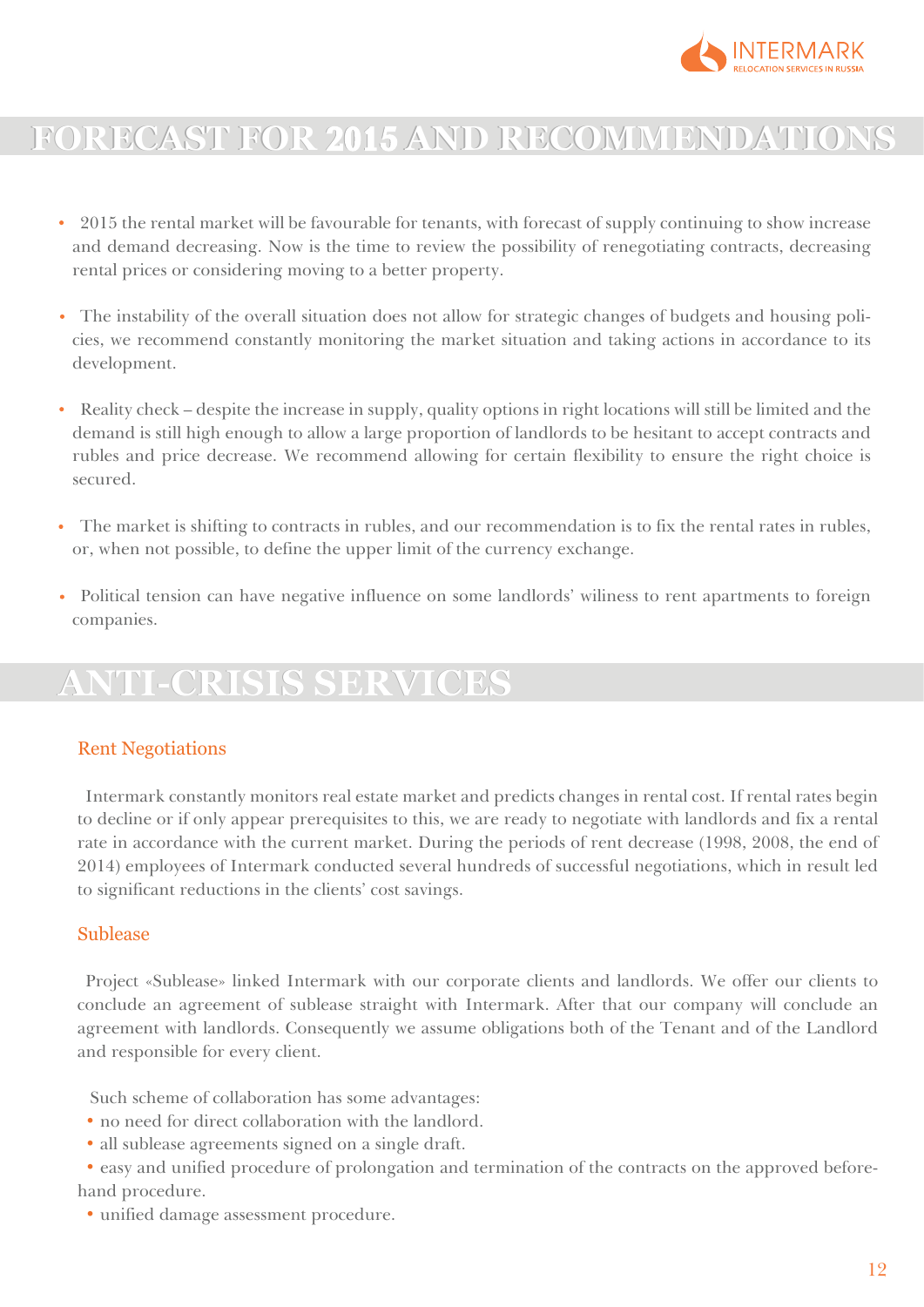# FORECAST FOR 2015 AND RECOMMENDATIONS

- 2015 the rental market will be favourable for tenants, with forecast of supply continuing to show increase and demand decreasing. Now is the time to review the possibility of renegotiating contracts, decreasing rental prices or considering moving to a better property.

- The instability of the overall situation does not allow for strategic changes of budgets and housing policies, we recommend constantly monitoring the market situation and taking actions in accordance to its development.

- Reality check – despite the increase in supply, quality options in right locations will still be limited and the demand is still high enough to allow a large proportion of landlords to be hesitant to accept contracts and rubles and price decrease. We recommend allowing for certain flexibility to ensure the right choice is secured.

- The market is shifting to contracts in rubles, and our recommendation is to fix the rental rates in rubles, or, when not possible, to define the upper limit of the currency exchange.

- Political tension can have negative influence on some landlords' wiliness to rent apartments to foreign companies.

# ANTI-CRISIS SERVICES

## Rent Negotiations

Intermark constantly monitors real estate market and predicts changes in rental cost. If rental rates begin to decline or if only appear prerequisites to this, we are ready to negotiate with landlords and fix a rental rate in accordance with the current market. During the periods of rent decrease (1998, 2008, the end of 2014) employees of Intermark conducted several hundreds of successful negotiations, which in result led to significant reductions in the clients' cost savings.

## Sublease

Project «Sublease» linked Intermark with our corporate clients and landlords. We offer our clients to conclude an agreement of sublease straight with Intermark. After that our company will conclude an agreement with landlords. Consequently we assume obligations both of the Tenant and of the Landlord and responsible for every client.

Such scheme of collaboration has some advantages:

- no need for direct collaboration with the landlord.
- all sublease agreements signed on a single draft.
- easy and unified procedure of prolongation and termination of the contracts on the approved beforehand procedure.
- unified damage assessment procedure.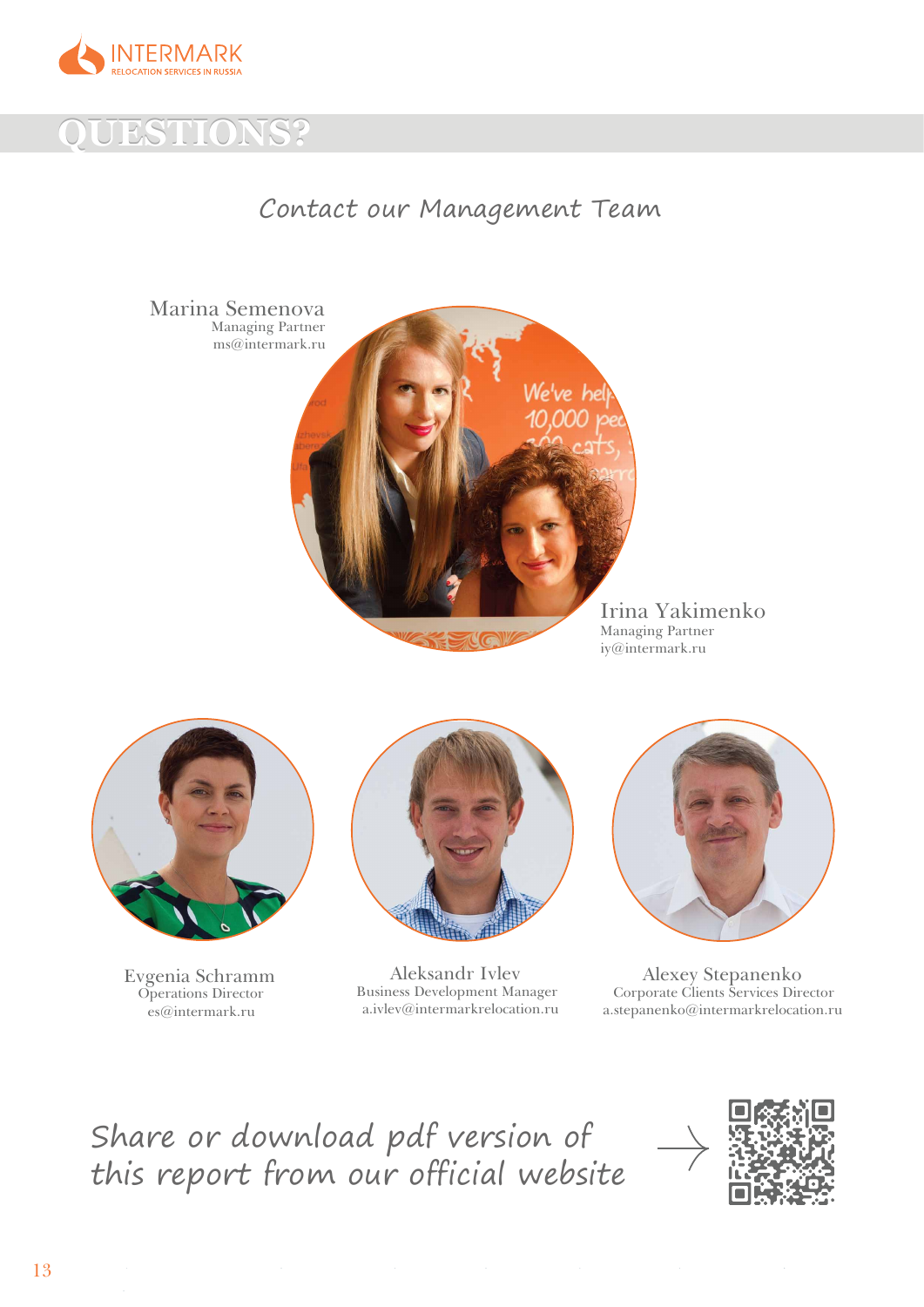# QUESTIONS?

## Contact our Management Team

**Marina Semenova**
Managing Partner
ms@intermark.ru

**Irina Yakimenko**
Managing Partner
iy@intermark.ru

**Evgenia Schramm**
Operations Director
es@intermark.ru

**Aleksandr Ivlev**
Business Development Manager
a.ivlev@intermarkrelocation.ru

**Alexey Stepanenko**
Corporate Clients Services Director
a.stepanenko@intermarkrelocation.ru

*Share or download pdf version of this report from our official website*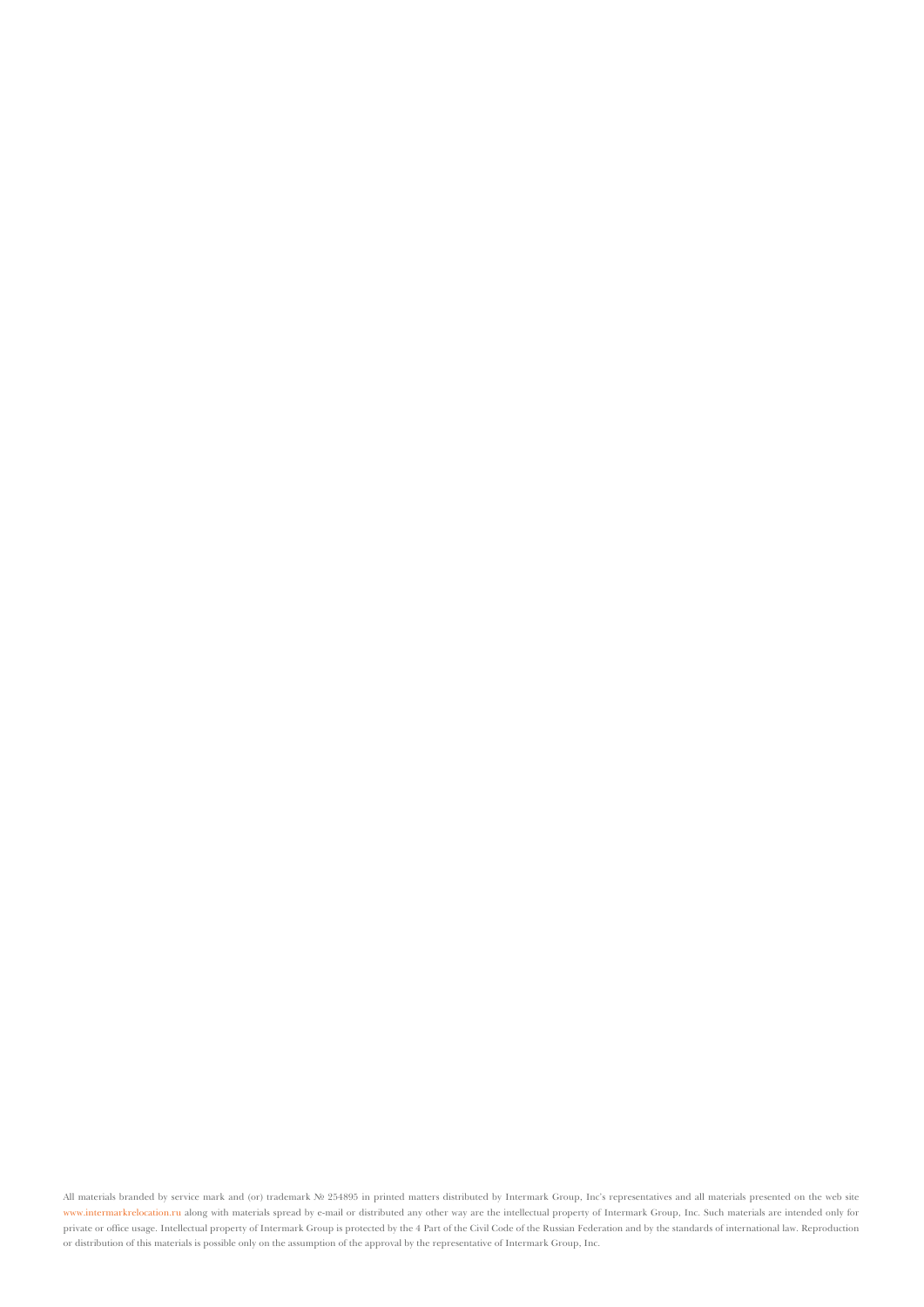All materials branded by service mark and (or) trademark № 254895 in printed matters distributed by Intermark Group, Inc's representatives and all materials presented on the web site www.intermarkrelocation.ru along with materials spread by e-mail or distributed any other way are the intellectual property of Intermark Group, Inc. Such materials are intended only for private or office usage. Intellectual property of Intermark Group is protected by the 4 Part of the Civil Code of the Russian Federation and by the standards of international law. Reproduction or distribution of this materials is possible only on the assumption of the approval by the representative of Intermark Group, Inc.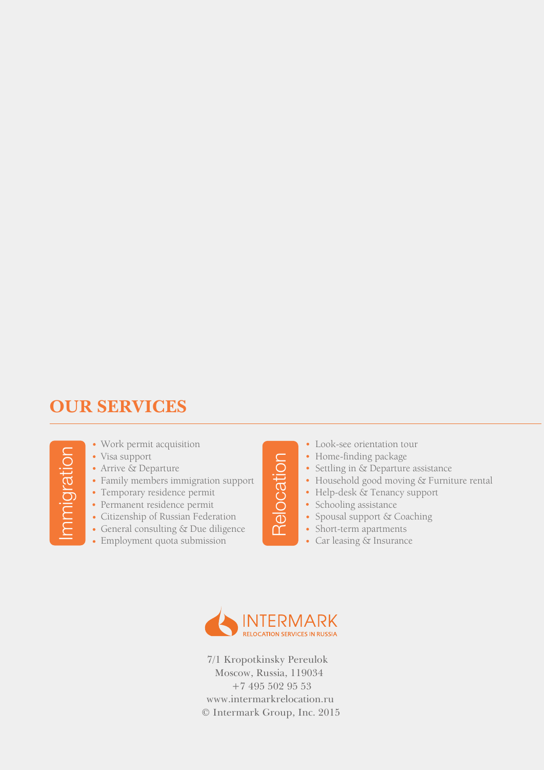## OUR SERVICES

### Immigration

- Work permit acquisition
- Visa support
- Arrive & Departure
- Family members immigration support
- Temporary residence permit
- Permanent residence permit
- Citizenship of Russian Federation
- General consulting & Due diligence
- Employment quota submission

### Relocation

- Look-see orientation tour
- Home-finding package
- Settling in & Departure assistance
- Household good moving & Furniture rental
- Help-desk & Tenancy support
- Schooling assistance
- Spousal support & Coaching
- Short-term apartments
- Car leasing & Insurance

INTERMARK
RELOCATION SERVICES IN RUSSIA

7/1 Kropotkinsky Pereulok
Moscow, Russia, 119034
+7 495 502 95 53
www.intermarkrelocation.ru
© Intermark Group, Inc. 2015